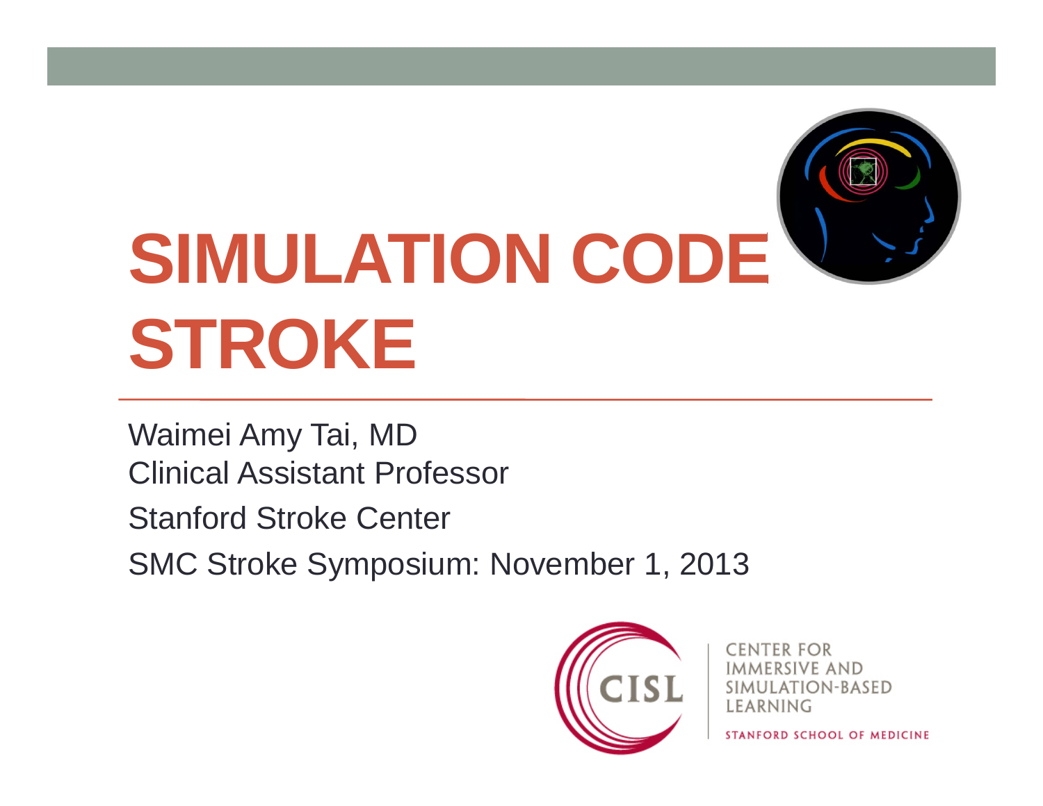# SIMULATION CODE STROKE

Waimei Amy Tai, MD
Clinical Assistant Professor

Stanford Stroke Center

SMC Stroke Symposium: November 1, 2013

CISL
CENTER FOR IMMERSIVE AND SIMULATION-BASED LEARNING
STANFORD SCHOOL OF MEDICINE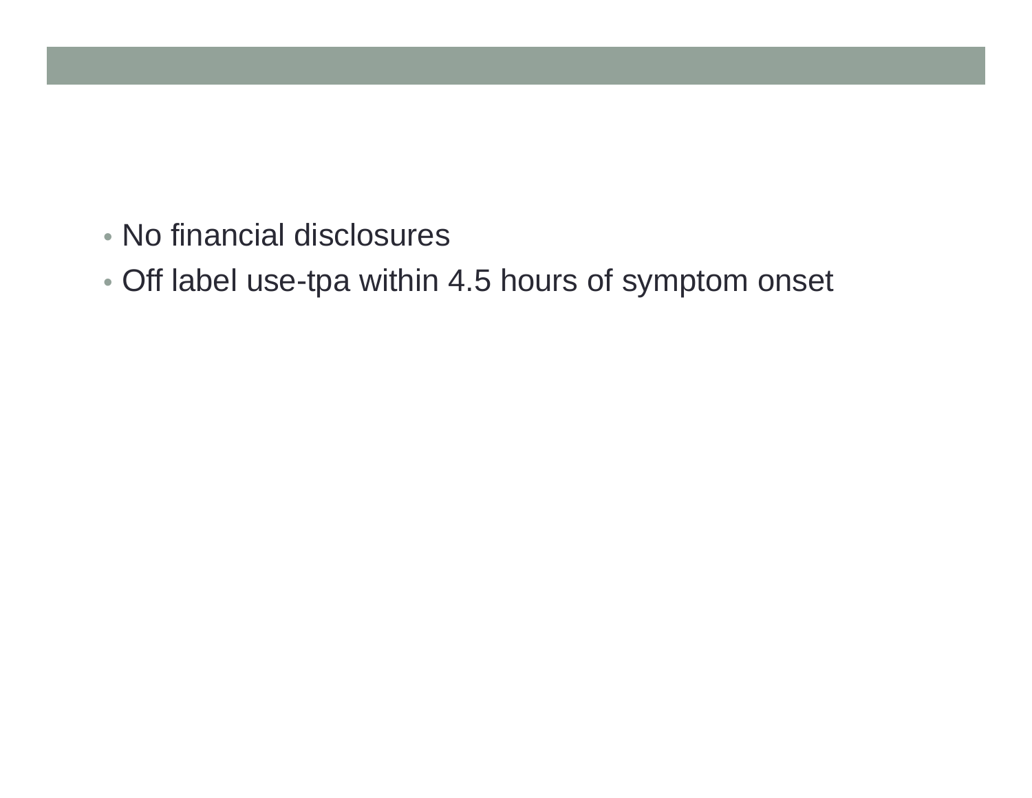- No financial disclosures
- Off label use-tpa within 4.5 hours of symptom onset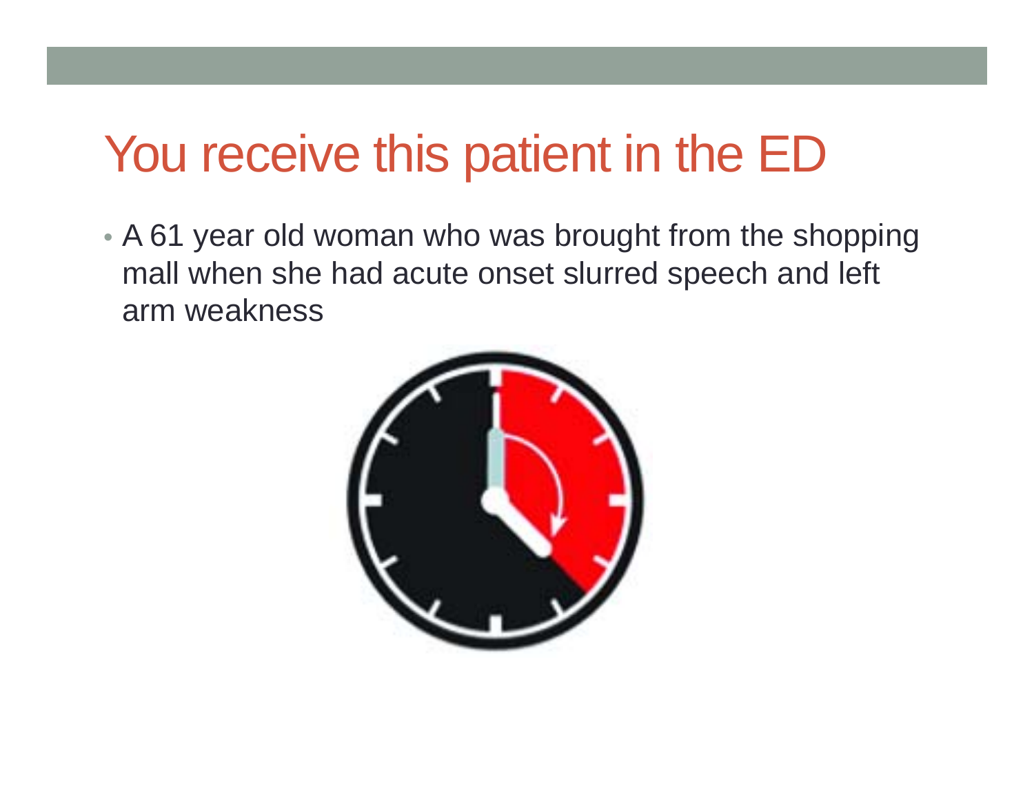# You receive this patient in the ED

- A 61 year old woman who was brought from the shopping mall when she had acute onset slurred speech and left arm weakness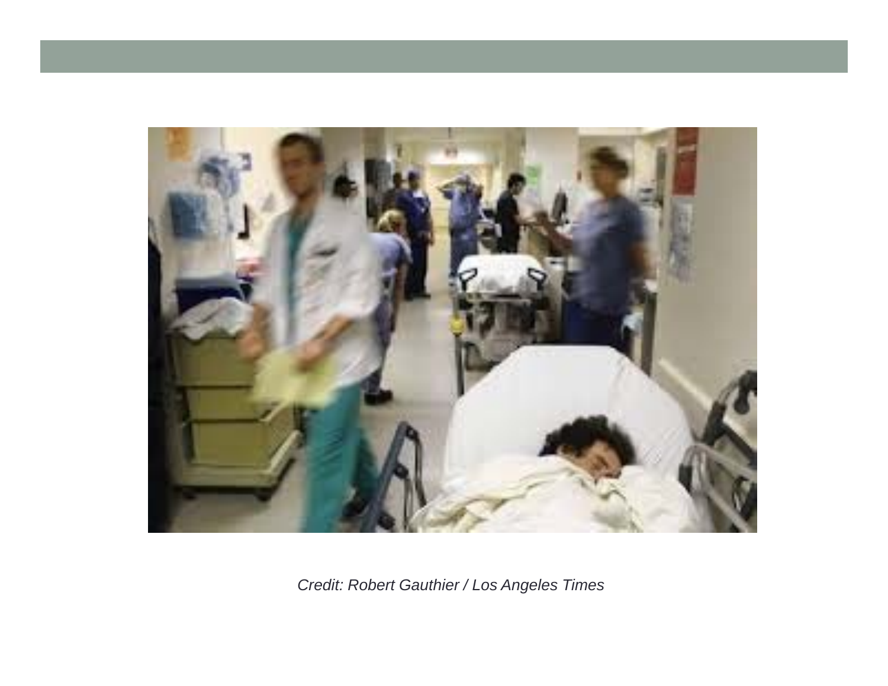*Credit: Robert Gauthier / Los Angeles Times*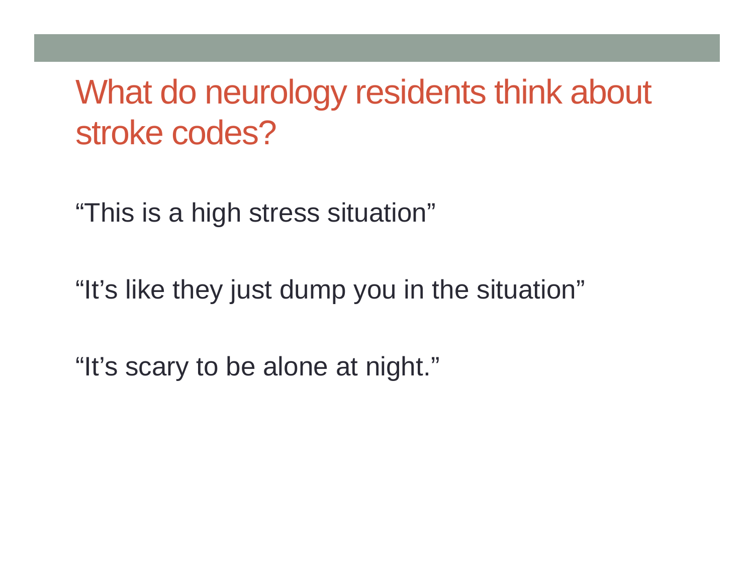# What do neurology residents think about stroke codes?

“This is a high stress situation”

“It’s like they just dump you in the situation”

“It’s scary to be alone at night.”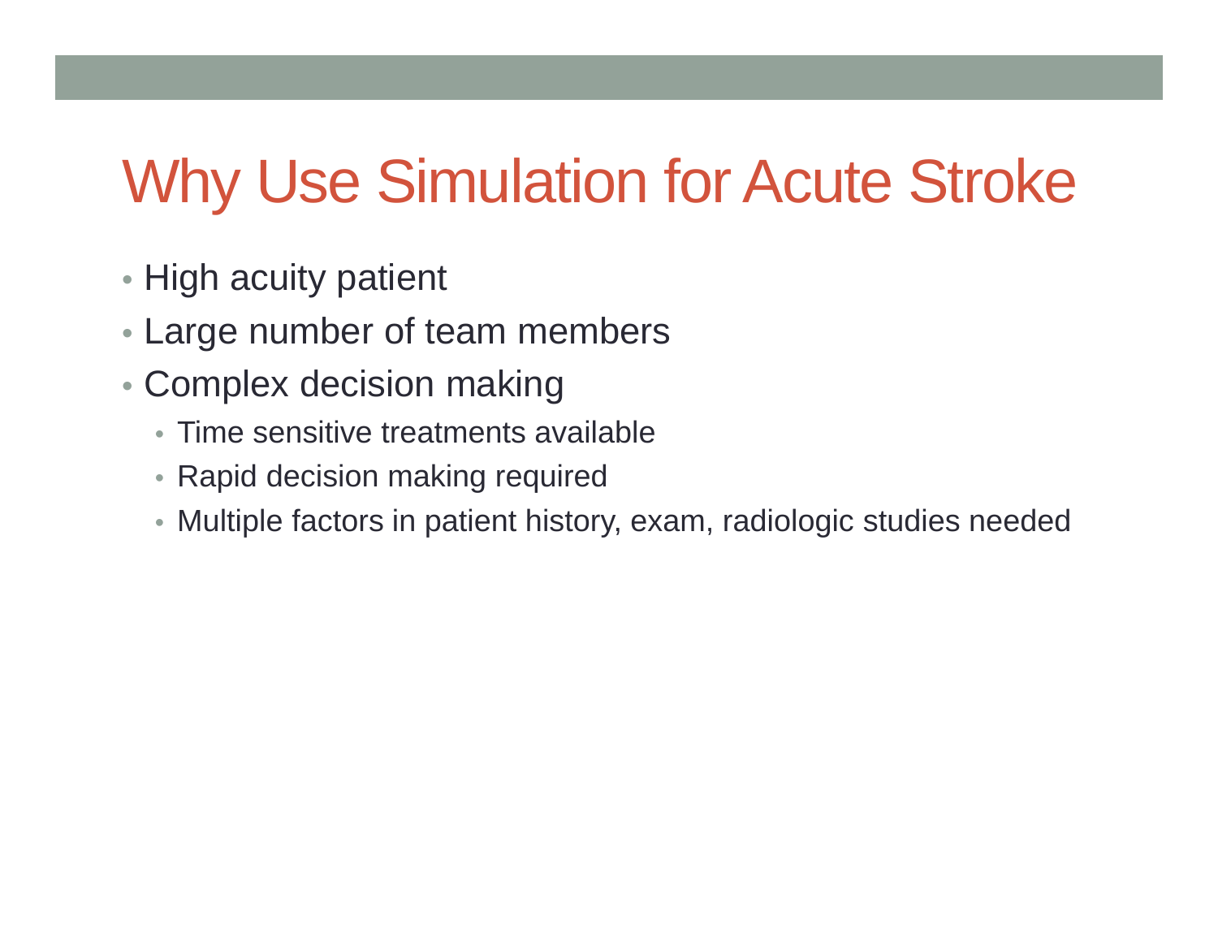# Why Use Simulation for Acute Stroke

- High acuity patient
- Large number of team members
- Complex decision making
  - Time sensitive treatments available
  - Rapid decision making required
  - Multiple factors in patient history, exam, radiologic studies needed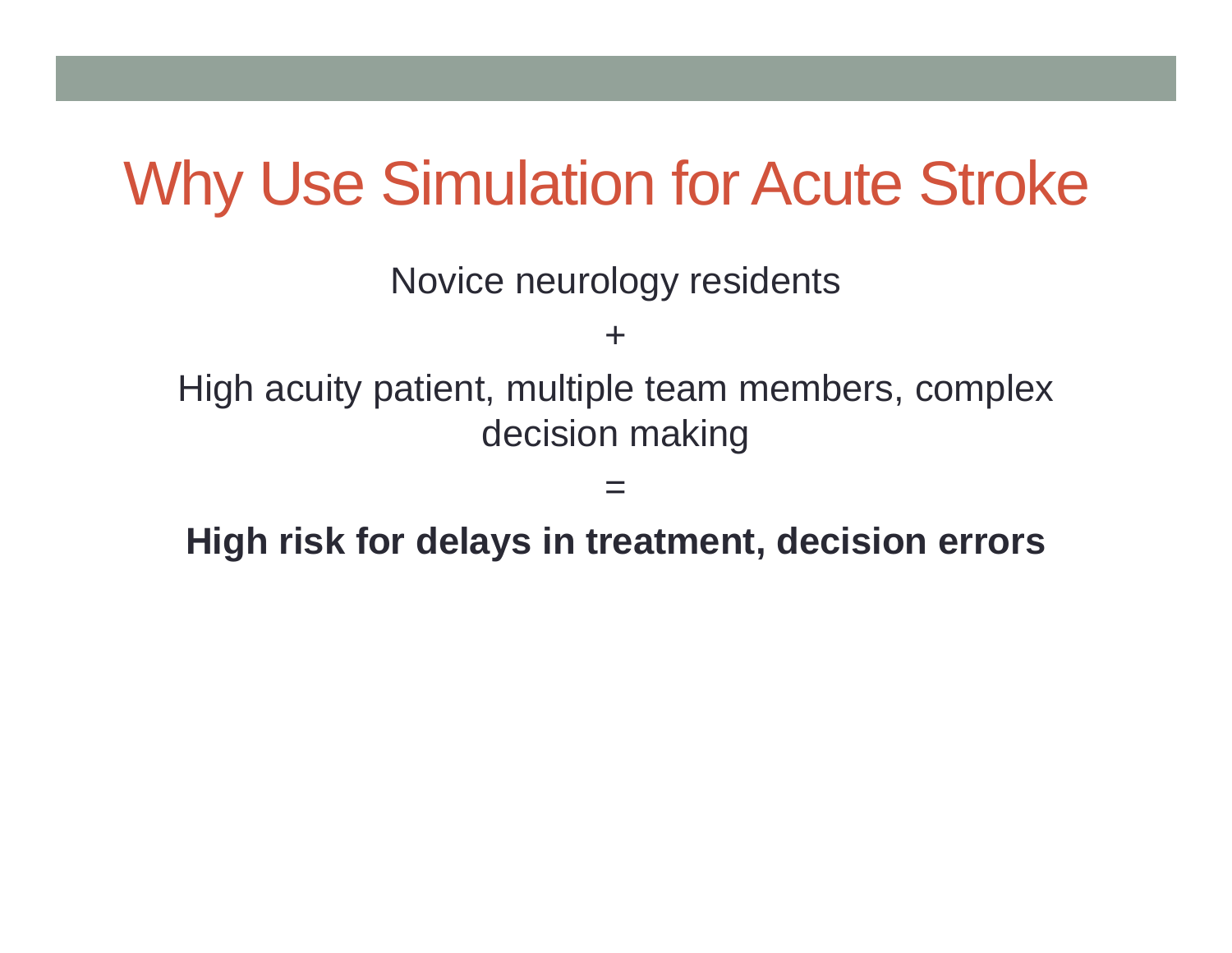# Why Use Simulation for Acute Stroke

Novice neurology residents

+

High acuity patient, multiple team members, complex decision making

=

**High risk for delays in treatment, decision errors**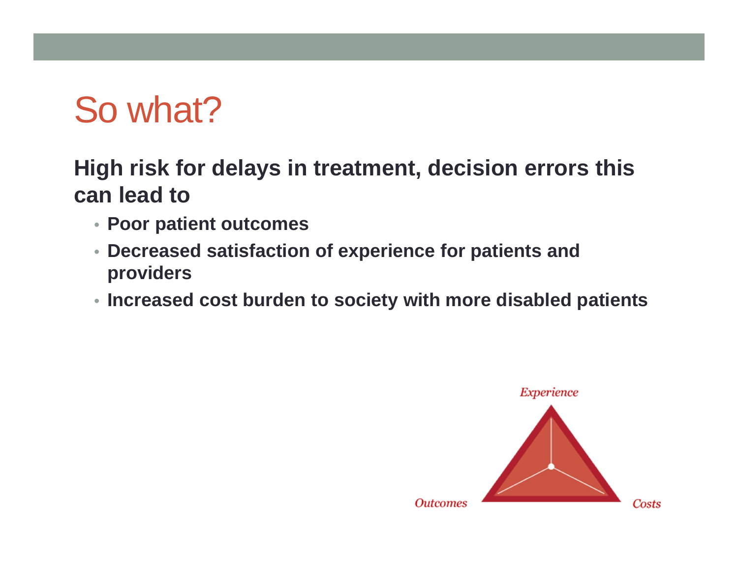# So what?

**High risk for delays in treatment, decision errors this can lead to**

- **Poor patient outcomes**
- **Decreased satisfaction of experience for patients and providers**
- **Increased cost burden to society with more disabled patients**

*Experience*

*Outcomes*

*Costs*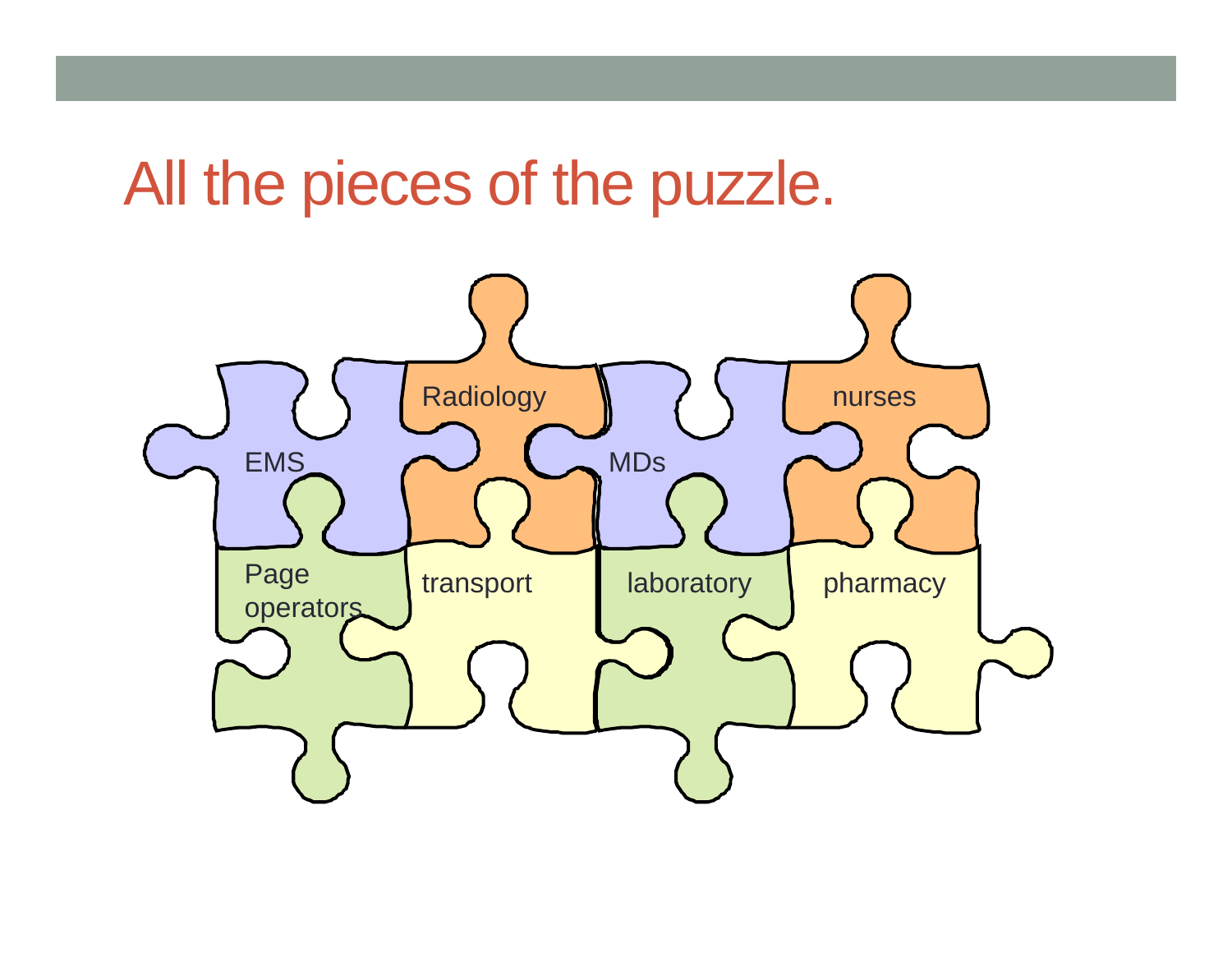# All the pieces of the puzzle.

EMS

Radiology

MDs

nurses

Page operators

transport

laboratory

pharmacy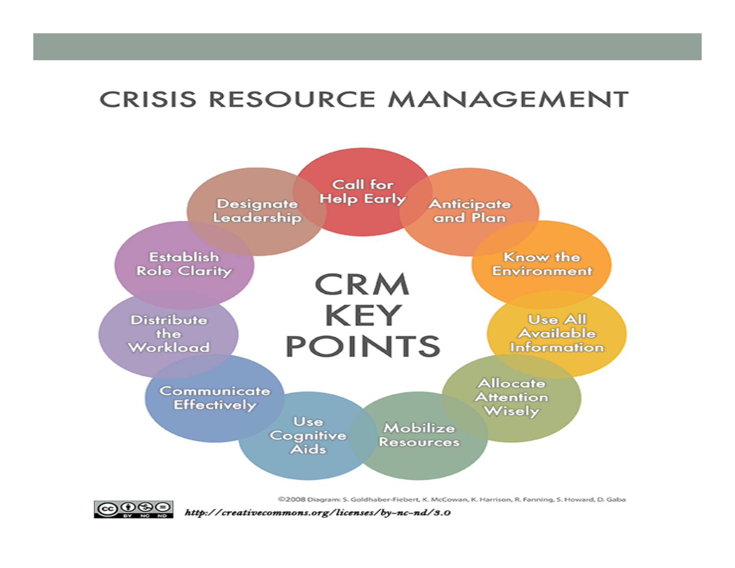# CRISIS RESOURCE MANAGEMENT

**CRM KEY POINTS**

- Call for Help Early
- Anticipate and Plan
- Know the Environment
- Use All Available Information
- Allocate Attention Wisely
- Mobilize Resources
- Use Cognitive Aids
- Communicate Effectively
- Distribute the Workload
- Establish Role Clarity
- Designate Leadership

©2008 Diagram: S. Goldhaber-Fiebert, K. McCowan, K. Harrison, R. Fanning, S. Howard, D. Gaba

*http://creativecommons.org/licenses/by-nc-nd/3.0*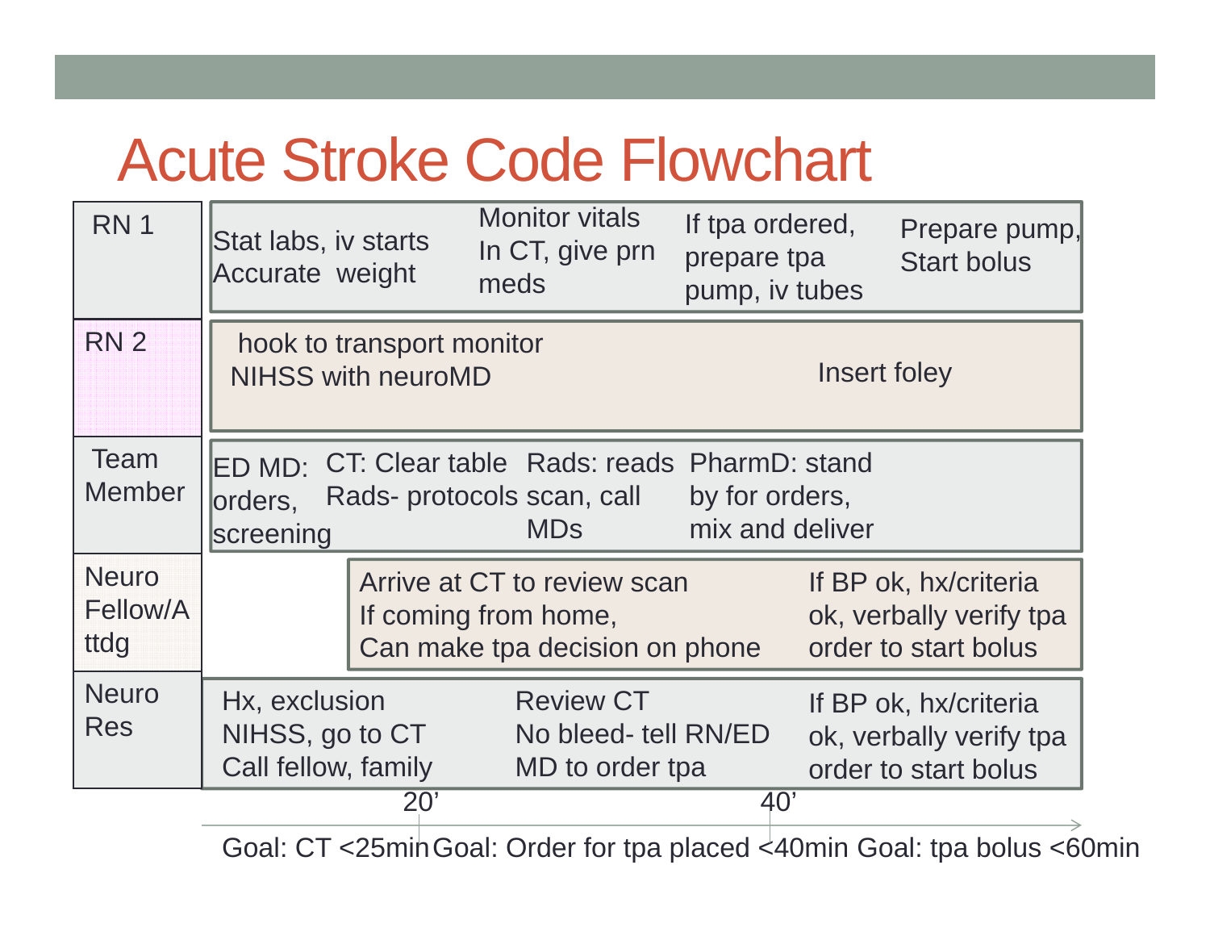# Acute Stroke Code Flowchart

| Role | | | | |
|---|---|---|---|---|
| RN 1 | Stat labs, iv starts<br>Accurate weight | Monitor vitals<br>In CT, give prn meds | If tpa ordered, prepare tpa pump, iv tubes | Prepare pump, Start bolus |
| RN 2 | hook to transport monitor<br>NIHSS with neuroMD | | Insert foley | |
| Team Member | ED MD: orders, screening<br>CT: Clear table<br>Rads- protocols | Rads: reads scan, call MDs | PharmD: stand by for orders, mix and deliver | |
| Neuro Fellow/Attdg | Arrive at CT to review scan<br>If coming from home,<br>Can make tpa decision on phone | | If BP ok, hx/criteria ok, verbally verify tpa order to start bolus | |
| Neuro Res | Hx, exclusion<br>NIHSS, go to CT<br>Call fellow, family | Review CT<br>No bleed- tell RN/ED MD to order tpa | If BP ok, hx/criteria ok, verbally verify tpa order to start bolus | |

Timeline: 20’ … 40’

Goal: CT <25min Goal: Order for tpa placed <40min Goal: tpa bolus <60min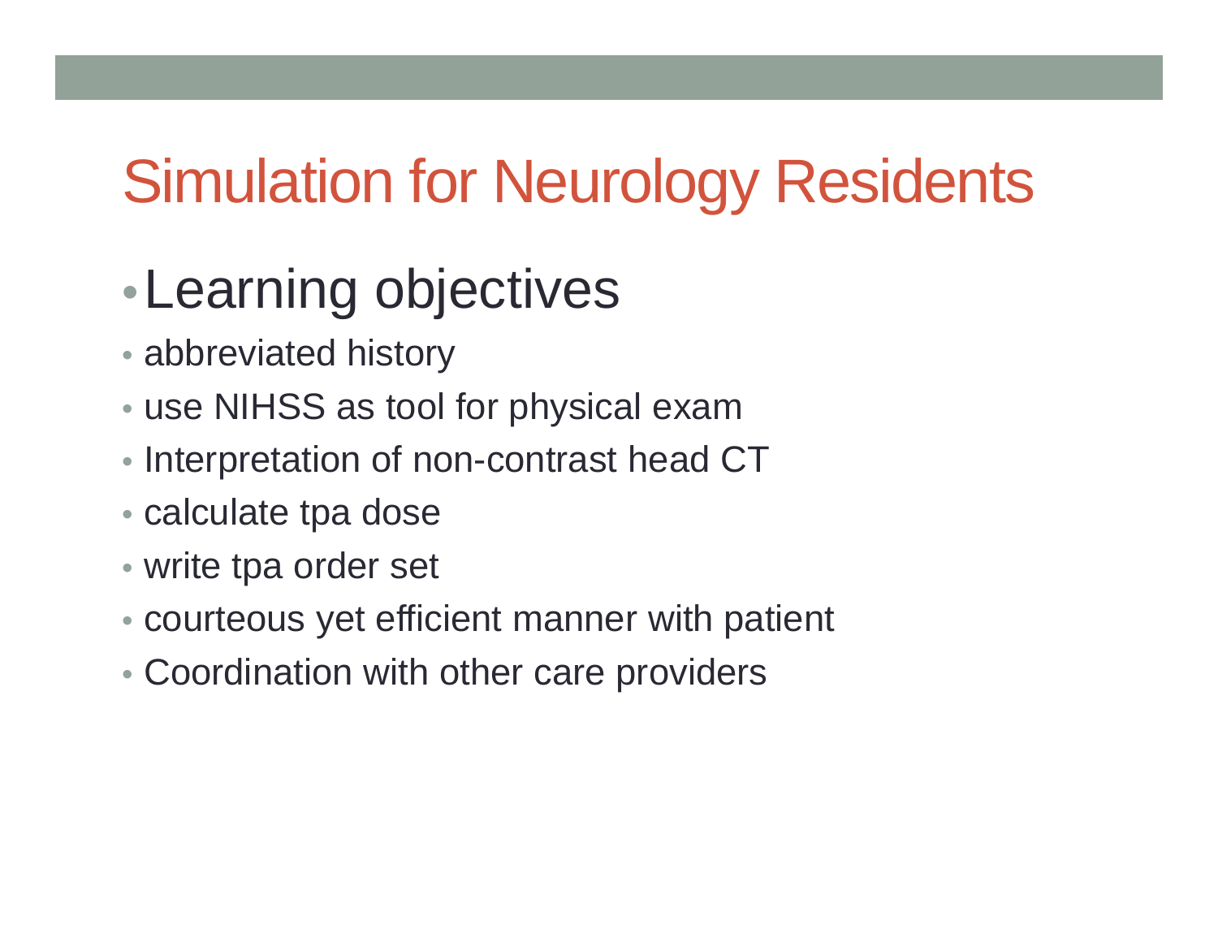# Simulation for Neurology Residents

- Learning objectives
  - abbreviated history
  - use NIHSS as tool for physical exam
  - Interpretation of non-contrast head CT
  - calculate tpa dose
  - write tpa order set
  - courteous yet efficient manner with patient
  - Coordination with other care providers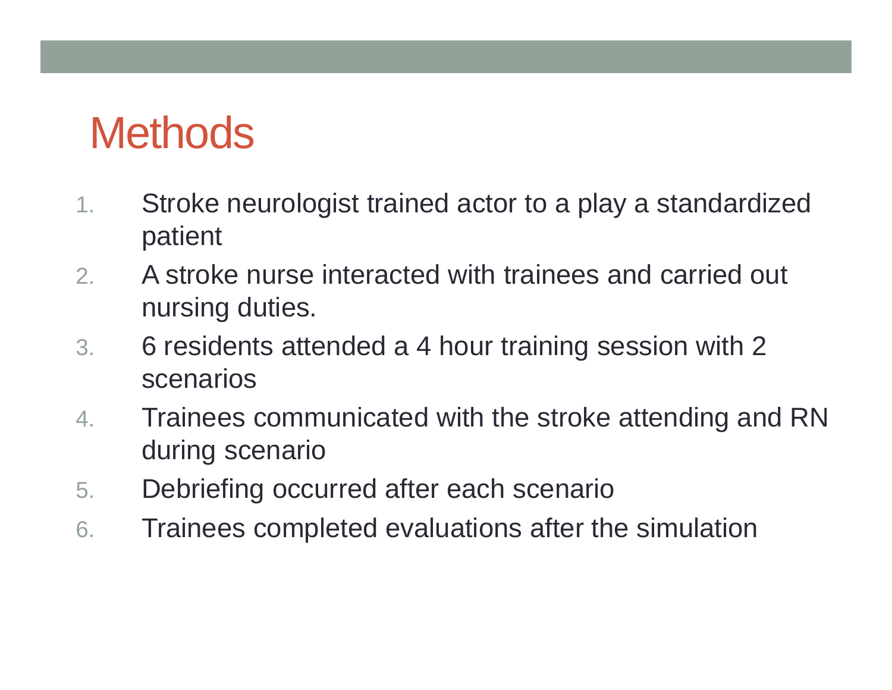# Methods

1. Stroke neurologist trained actor to a play a standardized patient
2. A stroke nurse interacted with trainees and carried out nursing duties.
3. 6 residents attended a 4 hour training session with 2 scenarios
4. Trainees communicated with the stroke attending and RN during scenario
5. Debriefing occurred after each scenario
6. Trainees completed evaluations after the simulation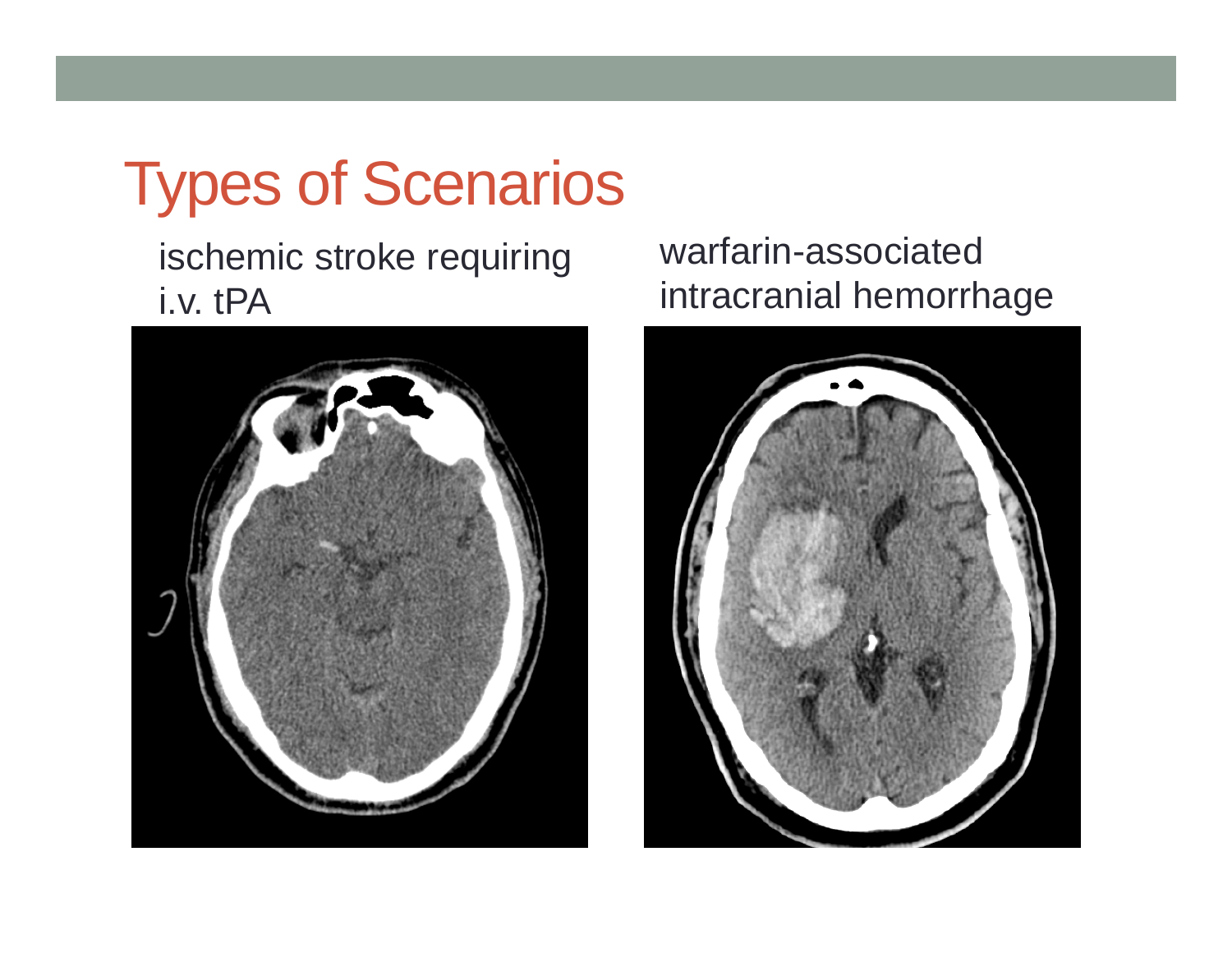# Types of Scenarios

ischemic stroke requiring i.v. tPA

warfarin-associated intracranial hemorrhage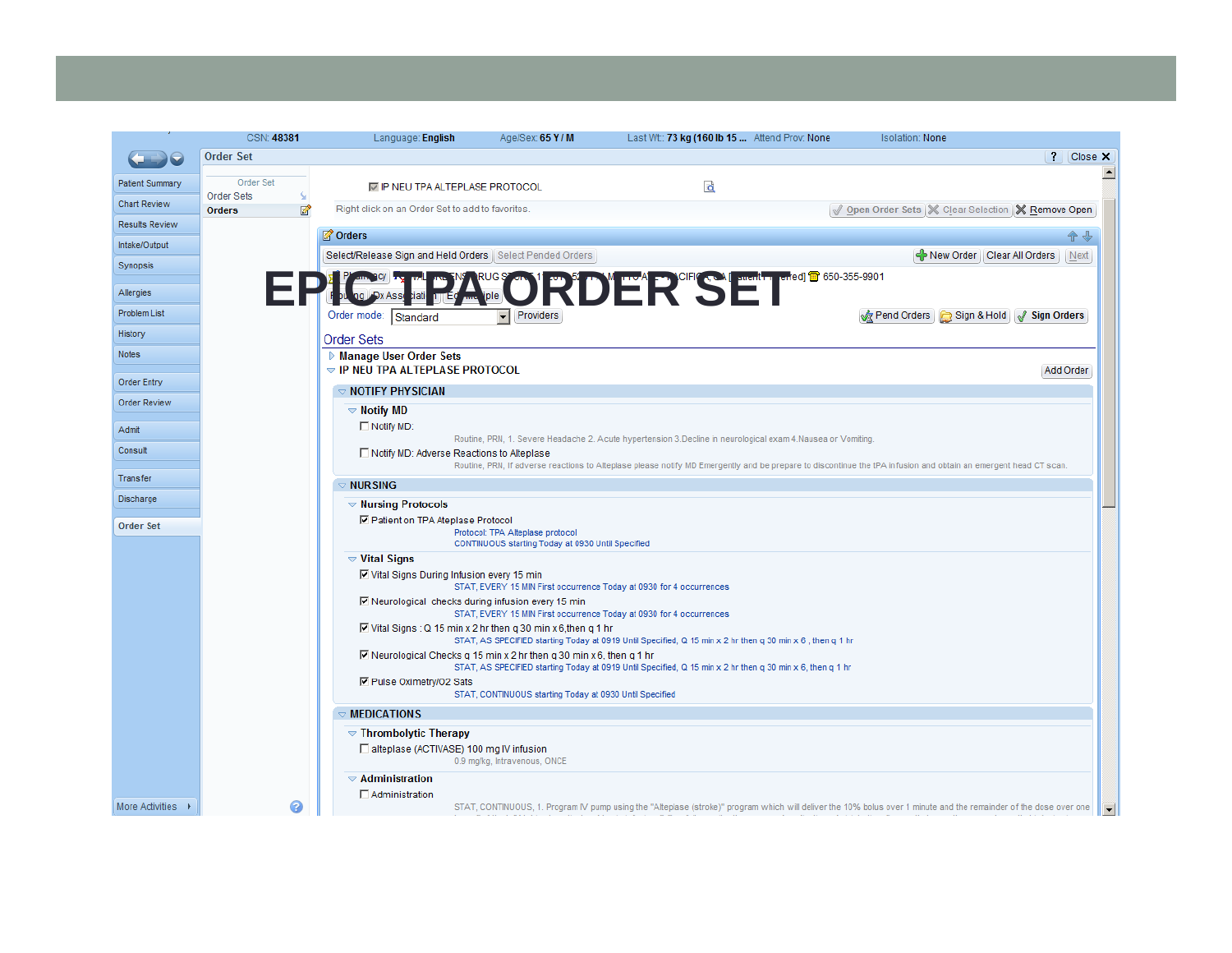# EPIC TPA ORDER SET

CSN: 48381 | Language: English | Age/Sex: 65 Y / M | Last Wt.: 73 kg (160 lb 15 ... | Attend Prov: None | Isolation: None

**Order Set**

IP NEU TPA ALTEPLASE PROTOCOL

Right click on an Order Set to add to favorites.

Open Order Sets | Clear Selection | Remove Open

**Orders**

Select/Release Sign and Held Orders | Select Pended Orders | New Order | Clear All Orders | Next

Pharmacy: WALGREENS DRUG STORE ... PACIFICA, CA [patient preferred] 650-355-9901

Order mode: Standard | Providers | Pend Orders | Sign & Hold | Sign Orders

## Order Sets

- Manage User Order Sets
- IP NEU TPA ALTEPLASE PROTOCOL

### NOTIFY PHYSICIAN

**Notify MD**

- [ ] Notify MD:
  Routine, PRN, 1. Severe Headache 2. Acute hypertension 3.Decline n neurological exam 4.Nausea or Vomiting.
- [ ] Notify MD: Adverse Reactions to Alteplase
  Routine, PRN, If adverse reactions to Alteplase please notify MD Emergently and be prepare to discontinue the tPA infusion and obtain an emergent head CT scan.

### NURSING

**Nursing Protocols**

- [x] Patient on TPA Ateplase Protocol
  Protocol: TPA Alteplase protocol
  CONTINUOUS starting Today at 0930 Until Specified

**Vital Signs**

- [x] Vital Signs During Infusion every 15 min
  STAT, EVERY 15 MIN First occurrence Today at 0930 for 4 occurrences
- [x] Neurological checks during infusion every 15 min
  STAT, EVERY 15 MIN First occurrence Today at 0930 for 4 occurrences
- [x] Vital Signs : Q 15 min x 2 hr then q 30 min x 6,then q 1 hr
  STAT, AS SPECIFIED starting Today at 0919 Until Specified, Q 15 min x 2 hr then q 30 min x 6 , then q 1 hr
- [x] Neurological Checks q 15 min x 2 hr then q 30 min x 6, then q 1 hr
  STAT, AS SPECIFIED starting Today at 0919 Until Specified, Q 15 min x 2 hr then q 30 min x 6, then q 1 hr
- [x] Pulse Oximetry/O2 Sats
  STAT, CONTINUOUS starting Today at 0930 Until Specified

### MEDICATIONS

**Thrombolytic Therapy**

- [ ] alteplase (ACTIVASE) 100 mg IV infusion
  0.9 mg/kg, Intravenous, ONCE

**Administration**

- [ ] Administration
  STAT, CONTINUOUS, 1. Program IV pump using the "Alteplase (stroke)" program which will deliver the 10% bolus over 1 minute and the remainder of the dose over one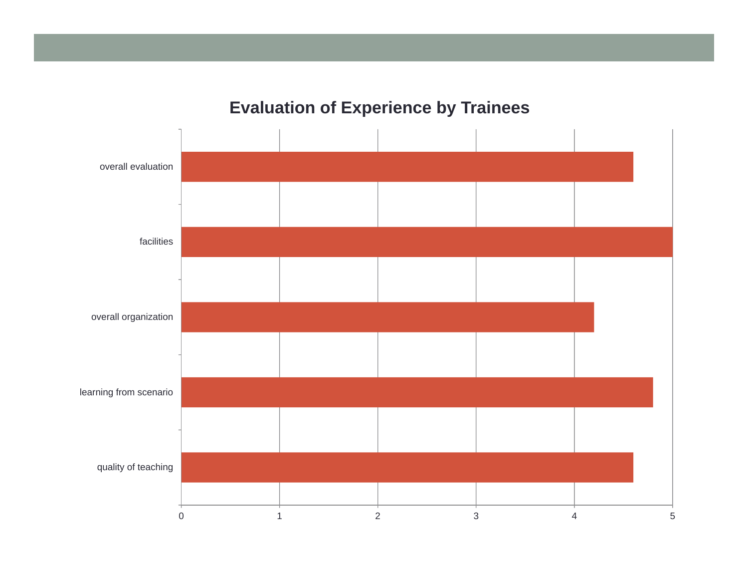## Evaluation of Experience by Trainees

| Category | Value |
|---|---|
| overall evaluation | 4.6 |
| facilities | 5 |
| overall organization | 4.2 |
| learning from scenario | 4.8 |
| quality of teaching | 4.6 |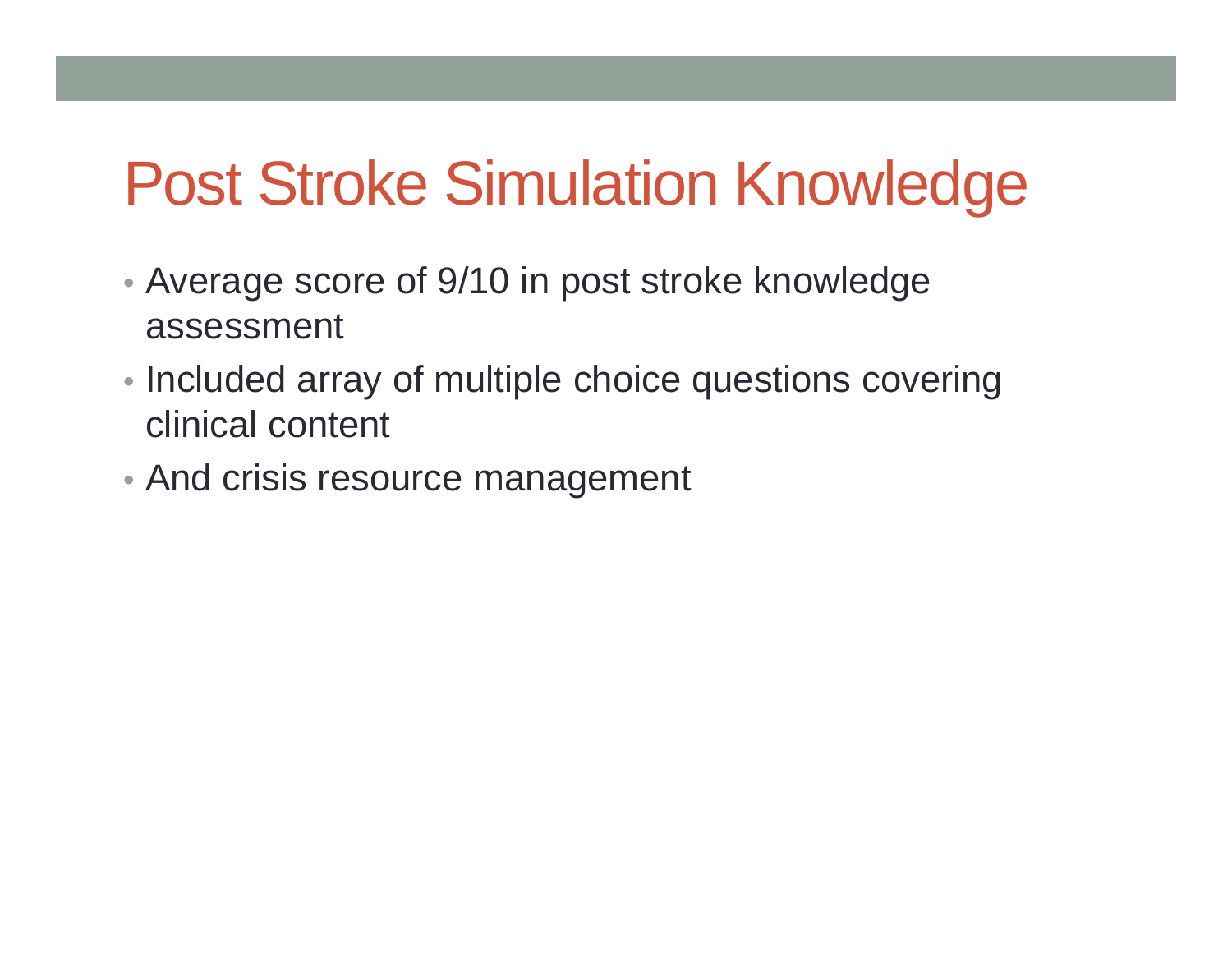# Post Stroke Simulation Knowledge

- Average score of 9/10 in post stroke knowledge assessment
- Included array of multiple choice questions covering clinical content
- And crisis resource management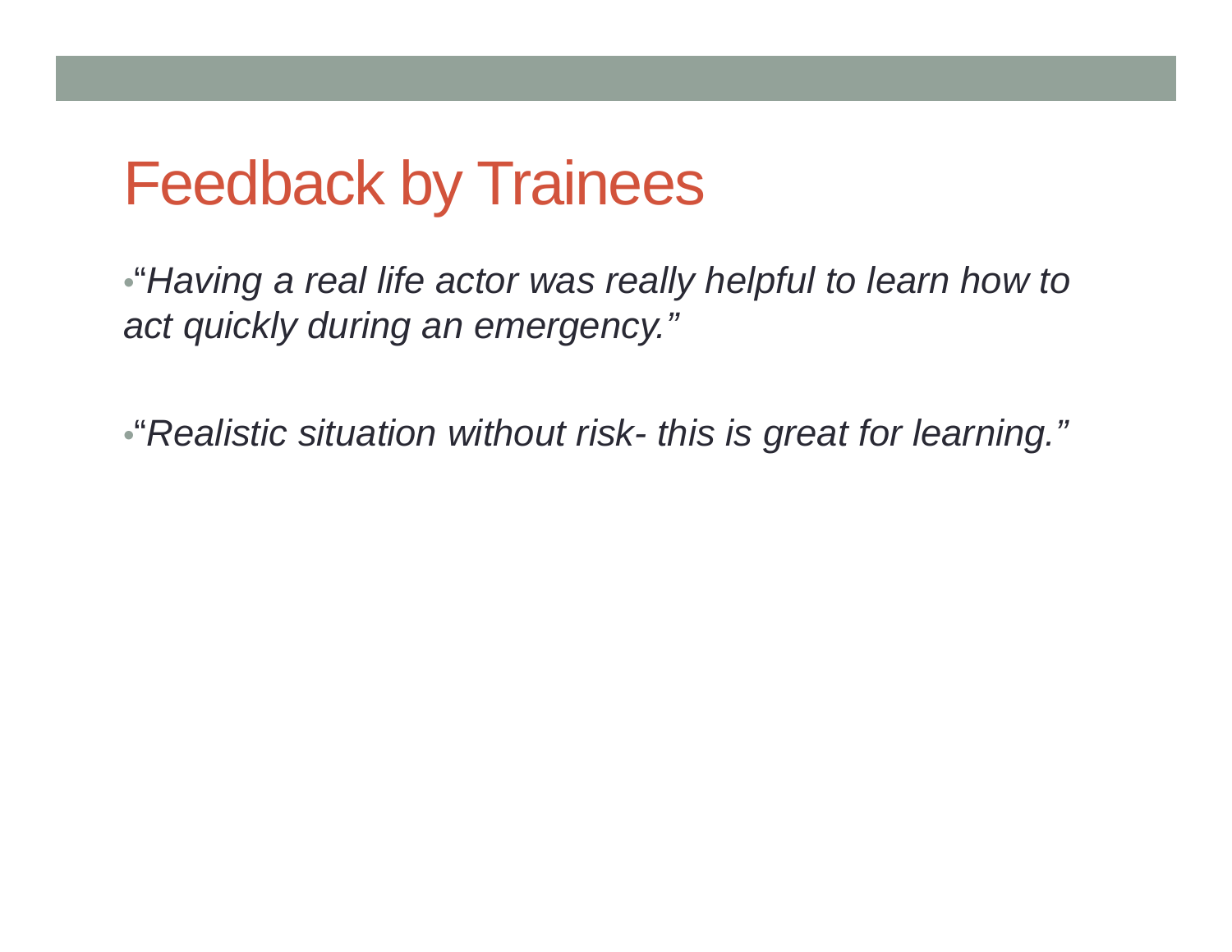# Feedback by Trainees

- "*Having a real life actor was really helpful to learn how to act quickly during an emergency.*"

- "*Realistic situation without risk- this is great for learning.*"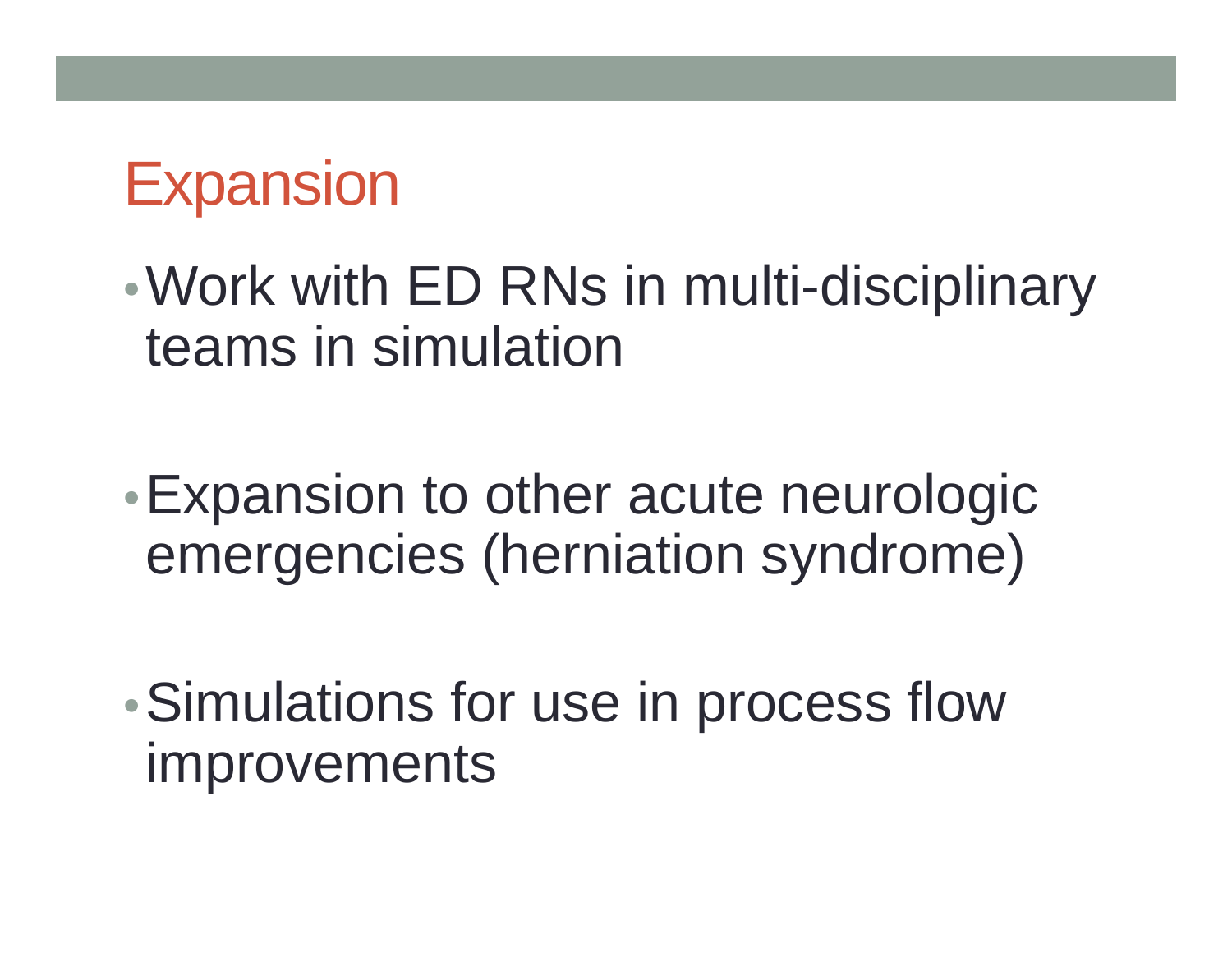# Expansion

- Work with ED RNs in multi-disciplinary teams in simulation

- Expansion to other acute neurologic emergencies (herniation syndrome)

- Simulations for use in process flow improvements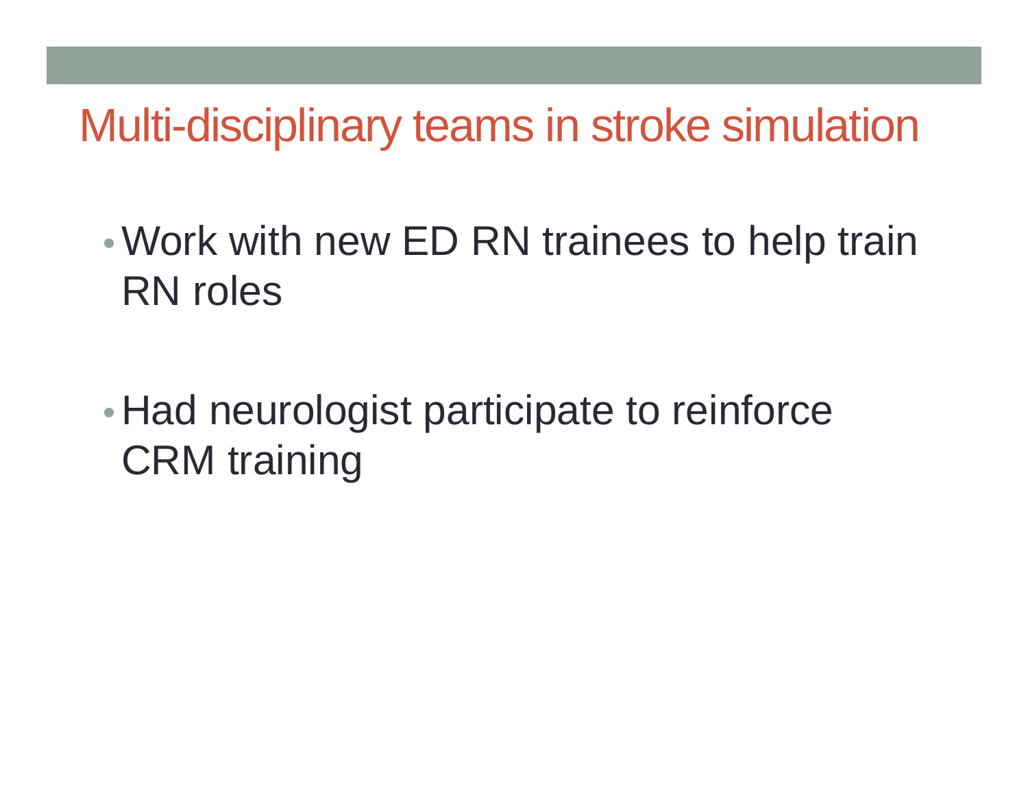# Multi-disciplinary teams in stroke simulation

- Work with new ED RN trainees to help train RN roles

- Had neurologist participate to reinforce CRM training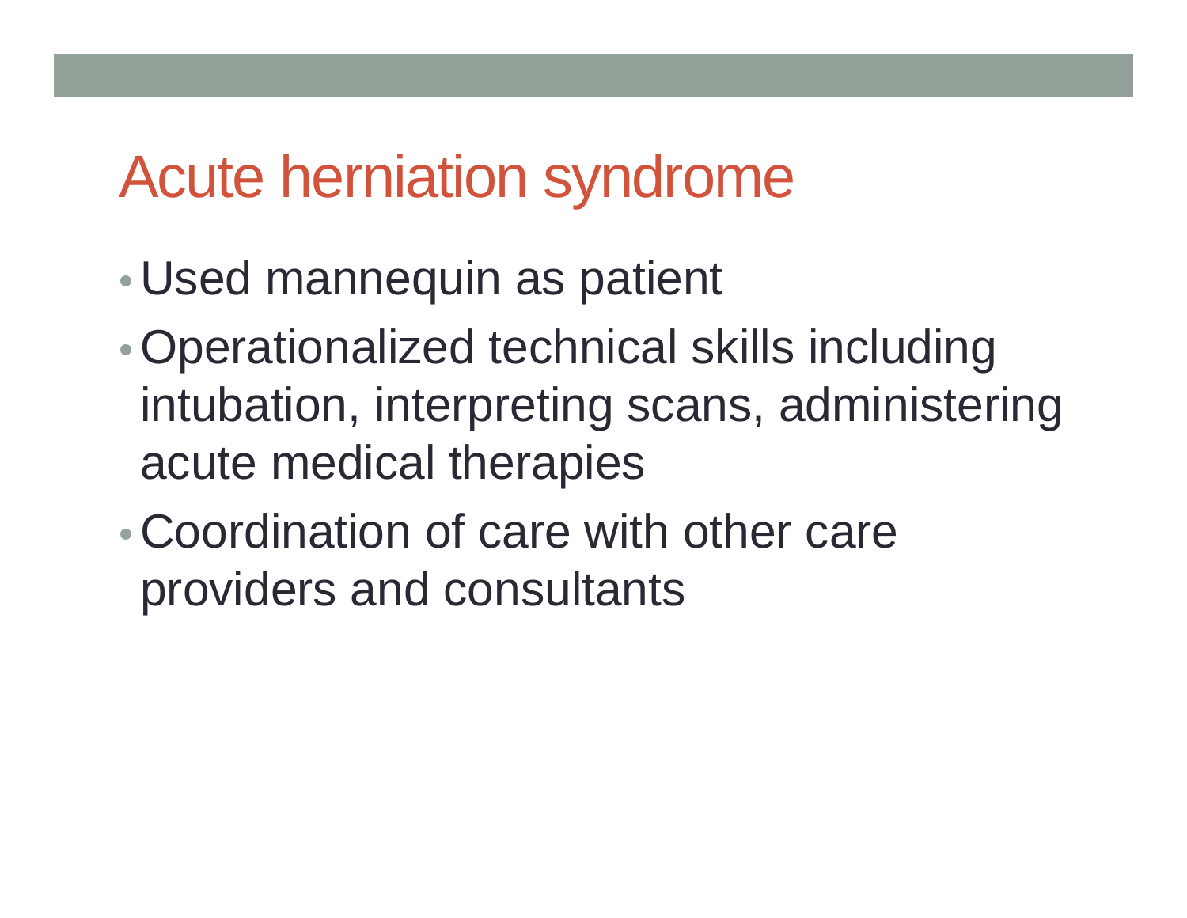# Acute herniation syndrome

- Used mannequin as patient
- Operationalized technical skills including intubation, interpreting scans, administering acute medical therapies
- Coordination of care with other care providers and consultants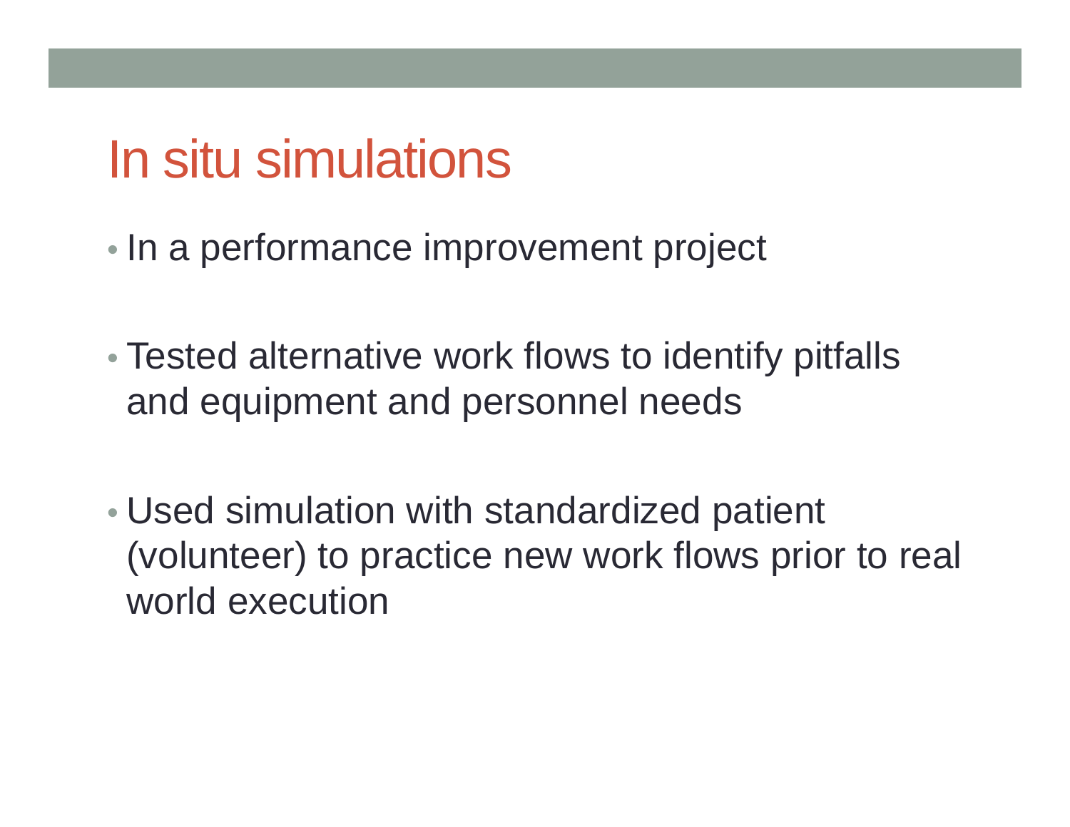# In situ simulations

- In a performance improvement project
- Tested alternative work flows to identify pitfalls and equipment and personnel needs
- Used simulation with standardized patient (volunteer) to practice new work flows prior to real world execution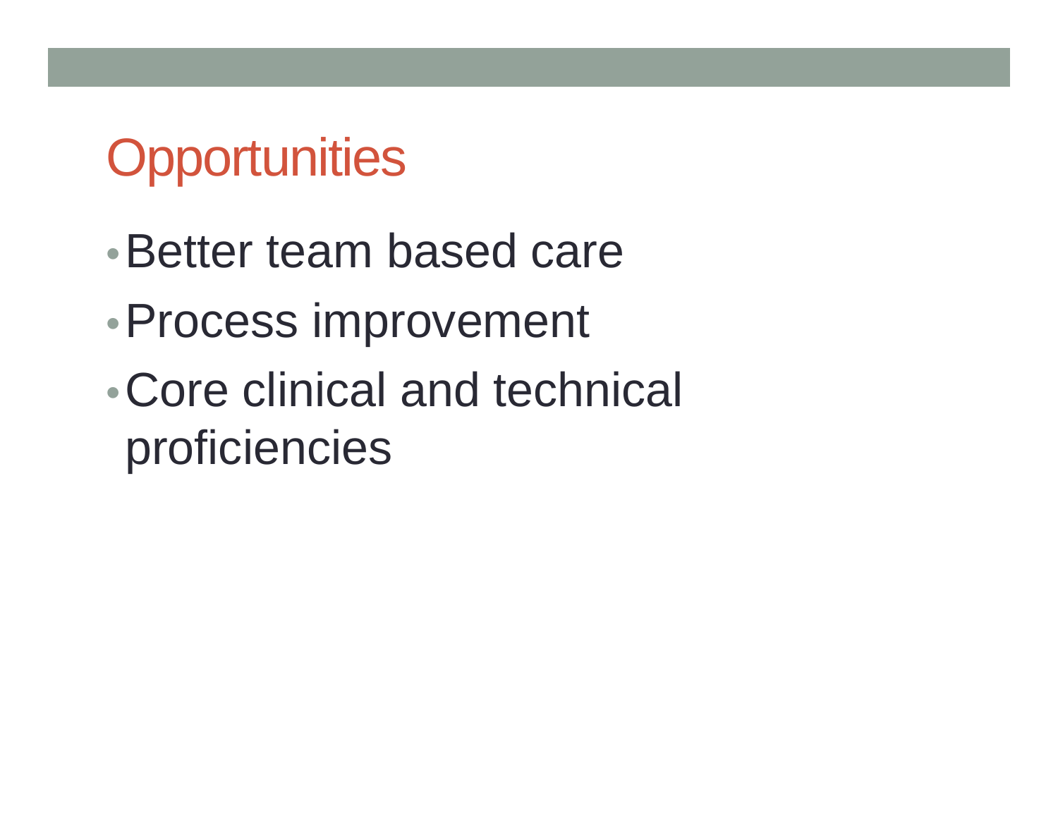# Opportunities

- Better team based care
- Process improvement
- Core clinical and technical proficiencies